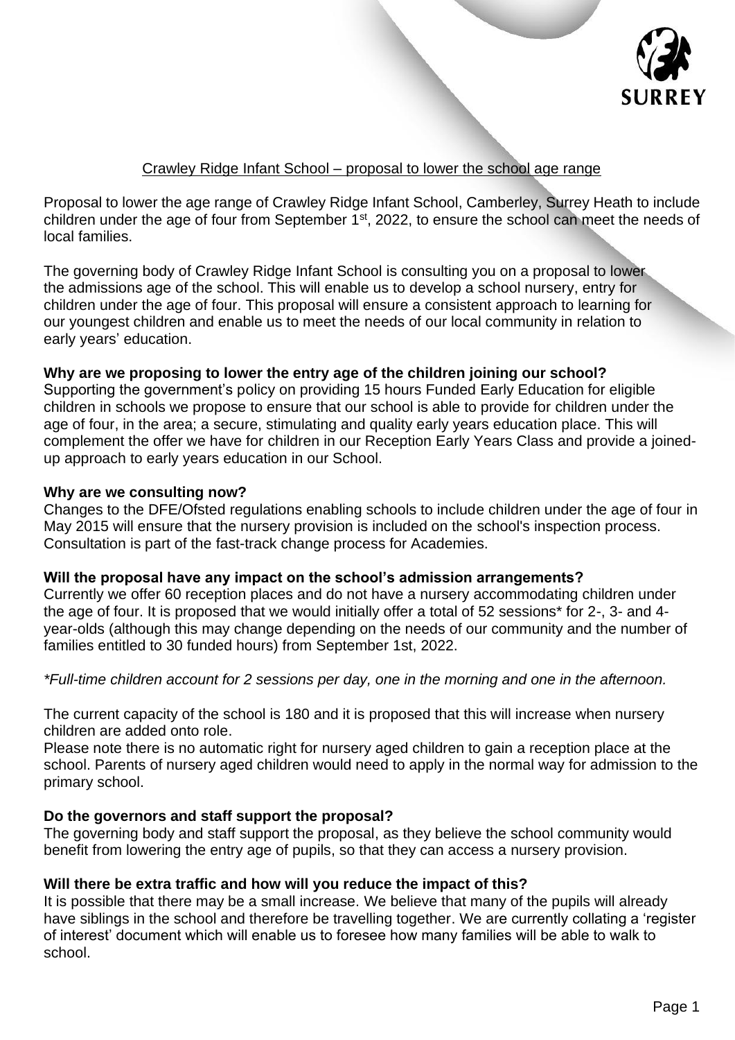Crawley Ridge Infant School – proposal to lower the school age range

Proposal to lower the age range of Crawley Ridge Infant School, Camberley, Surrey Heath to include children under the age of four from September 1st, 2022, to ensure the school can meet the needs of local families.

The governing body of Crawley Ridge Infant School is consulting you on a proposal to lower the admissions age of the school. This will enable us to develop a school nursery, entry for children under the age of four. This proposal will ensure a consistent approach to learning for our youngest children and enable us to meet the needs of our local community in relation to early years' education.

**Why are we proposing to lower the entry age of the children joining our school?**
Supporting the government's policy on providing 15 hours Funded Early Education for eligible children in schools we propose to ensure that our school is able to provide for children under the age of four, in the area; a secure, stimulating and quality early years education place. This will complement the offer we have for children in our Reception Early Years Class and provide a joined-up approach to early years education in our School.

**Why are we consulting now?**
Changes to the DFE/Ofsted regulations enabling schools to include children under the age of four in May 2015 will ensure that the nursery provision is included on the school's inspection process. Consultation is part of the fast-track change process for Academies.

**Will the proposal have any impact on the school's admission arrangements?**
Currently we offer 60 reception places and do not have a nursery accommodating children under the age of four. It is proposed that we would initially offer a total of 52 sessions* for 2-, 3- and 4-year-olds (although this may change depending on the needs of our community and the number of families entitled to 30 funded hours) from September 1st, 2022.

*\*Full-time children account for 2 sessions per day, one in the morning and one in the afternoon.*

The current capacity of the school is 180 and it is proposed that this will increase when nursery children are added onto role.
Please note there is no automatic right for nursery aged children to gain a reception place at the school. Parents of nursery aged children would need to apply in the normal way for admission to the primary school.

**Do the governors and staff support the proposal?**
The governing body and staff support the proposal, as they believe the school community would benefit from lowering the entry age of pupils, so that they can access a nursery provision.

**Will there be extra traffic and how will you reduce the impact of this?**
It is possible that there may be a small increase. We believe that many of the pupils will already have siblings in the school and therefore be travelling together. We are currently collating a 'register of interest' document which will enable us to foresee how many families will be able to walk to school.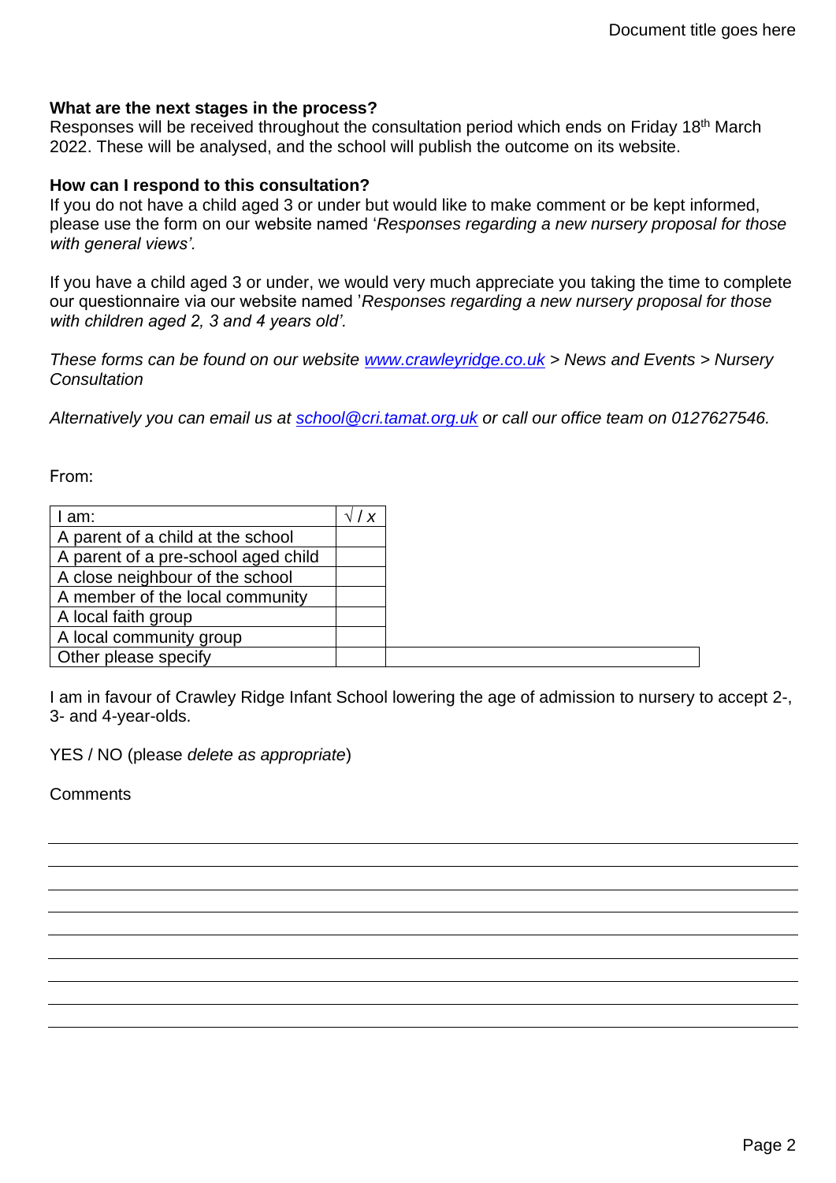**What are the next stages in the process?**
Responses will be received throughout the consultation period which ends on Friday 18th March 2022. These will be analysed, and the school will publish the outcome on its website.

**How can I respond to this consultation?**
If you do not have a child aged 3 or under but would like to make comment or be kept informed, please use the form on our website named '*Responses regarding a new nursery proposal for those with general views'.*

If you have a child aged 3 or under, we would very much appreciate you taking the time to complete our questionnaire via our website named '*Responses regarding a new nursery proposal for those with children aged 2, 3 and 4 years old'.*

*These forms can be found on our website [www.crawleyridge.co.uk](http://www.crawleyridge.co.uk) > News and Events > Nursery Consultation*

*Alternatively you can email us at [school@cri.tamat.org.uk](mailto:school@cri.tamat.org.uk) or call our office team on 0127627546.*

From:

| I am: | √ / x | |
|---|---|---|
| A parent of a child at the school | | |
| A parent of a pre-school aged child | | |
| A close neighbour of the school | | |
| A member of the local community | | |
| A local faith group | | |
| A local community group | | |
| Other please specify | | |

I am in favour of Crawley Ridge Infant School lowering the age of admission to nursery to accept 2-, 3- and 4-year-olds.

YES / NO (please *delete as appropriate*)

Comments